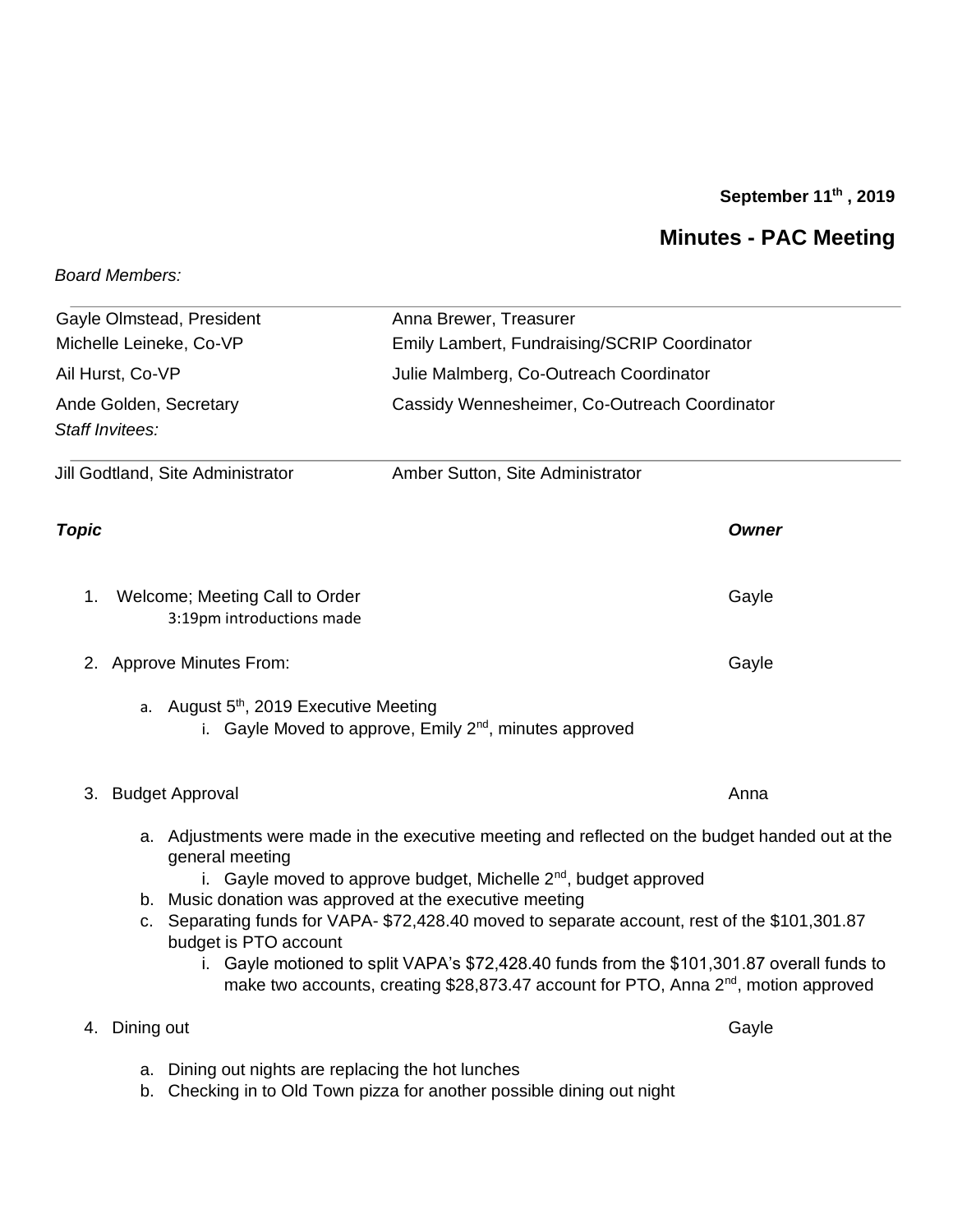**September 11th, 2019**

# Minutes - PAC Meeting

*Board Members:*

| | |
|---|---|
| Gayle Olmstead, President | Anna Brewer, Treasurer |
| Michelle Leineke, Co-VP | Emily Lambert, Fundraising/SCRIP Coordinator |
| Ail Hurst, Co-VP | Julie Malmberg, Co-Outreach Coordinator |
| Ande Golden, Secretary | Cassidy Wennesheimer, Co-Outreach Coordinator |

*Staff Invitees:*

| | |
|---|---|
| Jill Godtland, Site Administrator | Amber Sutton, Site Administrator |

| ***Topic*** | ***Owner*** |
|---|---|
| 1. Welcome; Meeting Call to Order | Gayle |
| 2. Approve Minutes From: | Gayle |
| 3. Budget Approval | Anna |
| 4. Dining out | Gayle |

1. Welcome; Meeting Call to Order — Gayle
   - 3:19pm introductions made

2. Approve Minutes From: — Gayle
   a. August 5th, 2019 Executive Meeting
      i. Gayle Moved to approve, Emily 2nd, minutes approved

3. Budget Approval — Anna
   a. Adjustments were made in the executive meeting and reflected on the budget handed out at the general meeting
      i. Gayle moved to approve budget, Michelle 2nd, budget approved
   b. Music donation was approved at the executive meeting
   c. Separating funds for VAPA- $72,428.40 moved to separate account, rest of the $101,301.87 budget is PTO account
      i. Gayle motioned to split VAPA's $72,428.40 funds from the $101,301.87 overall funds to make two accounts, creating $28,873.47 account for PTO, Anna 2nd, motion approved

4. Dining out — Gayle
   a. Dining out nights are replacing the hot lunches
   b. Checking in to Old Town pizza for another possible dining out night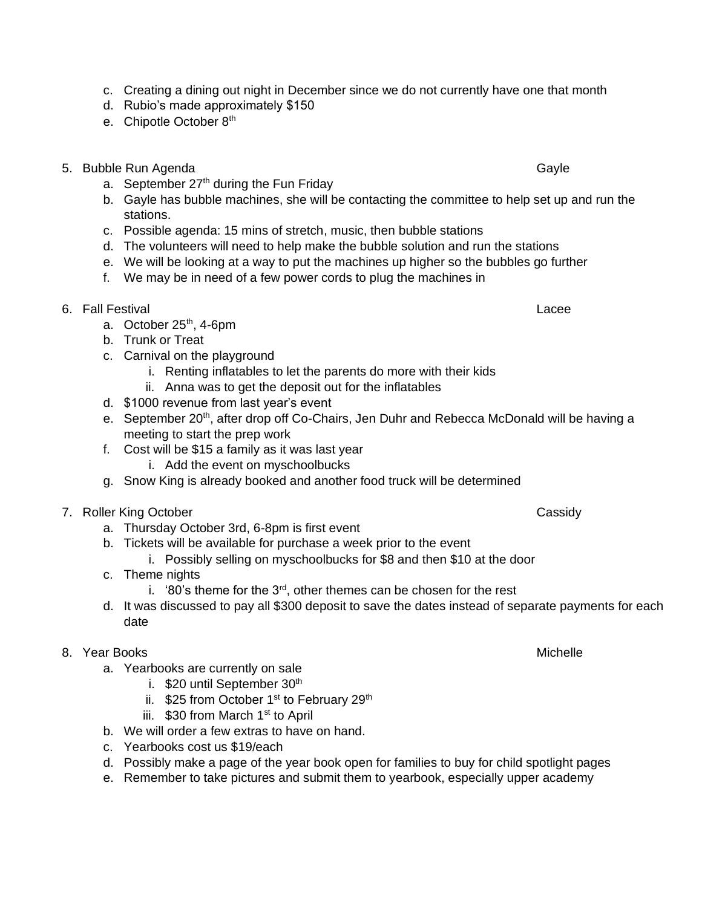c. Creating a dining out night in December since we do not currently have one that month
d. Rubio's made approximately $150
e. Chipotle October 8th

5. Bubble Run Agenda — Gayle
   a. September 27th during the Fun Friday
   b. Gayle has bubble machines, she will be contacting the committee to help set up and run the stations.
   c. Possible agenda: 15 mins of stretch, music, then bubble stations
   d. The volunteers will need to help make the bubble solution and run the stations
   e. We will be looking at a way to put the machines up higher so the bubbles go further
   f. We may be in need of a few power cords to plug the machines in

6. Fall Festival — Lacee
   a. October 25th, 4-6pm
   b. Trunk or Treat
   c. Carnival on the playground
      i. Renting inflatables to let the parents do more with their kids
      ii. Anna was to get the deposit out for the inflatables
   d. $1000 revenue from last year's event
   e. September 20th, after drop off Co-Chairs, Jen Duhr and Rebecca McDonald will be having a meeting to start the prep work
   f. Cost will be $15 a family as it was last year
      i. Add the event on myschoolbucks
   g. Snow King is already booked and another food truck will be determined

7. Roller King October — Cassidy
   a. Thursday October 3rd, 6-8pm is first event
   b. Tickets will be available for purchase a week prior to the event
      i. Possibly selling on myschoolbucks for $8 and then $10 at the door
   c. Theme nights
      i. '80's theme for the 3rd, other themes can be chosen for the rest
   d. It was discussed to pay all $300 deposit to save the dates instead of separate payments for each date

8. Year Books — Michelle
   a. Yearbooks are currently on sale
      i. $20 until September 30th
      ii. $25 from October 1st to February 29th
      iii. $30 from March 1st to April
   b. We will order a few extras to have on hand.
   c. Yearbooks cost us $19/each
   d. Possibly make a page of the year book open for families to buy for child spotlight pages
   e. Remember to take pictures and submit them to yearbook, especially upper academy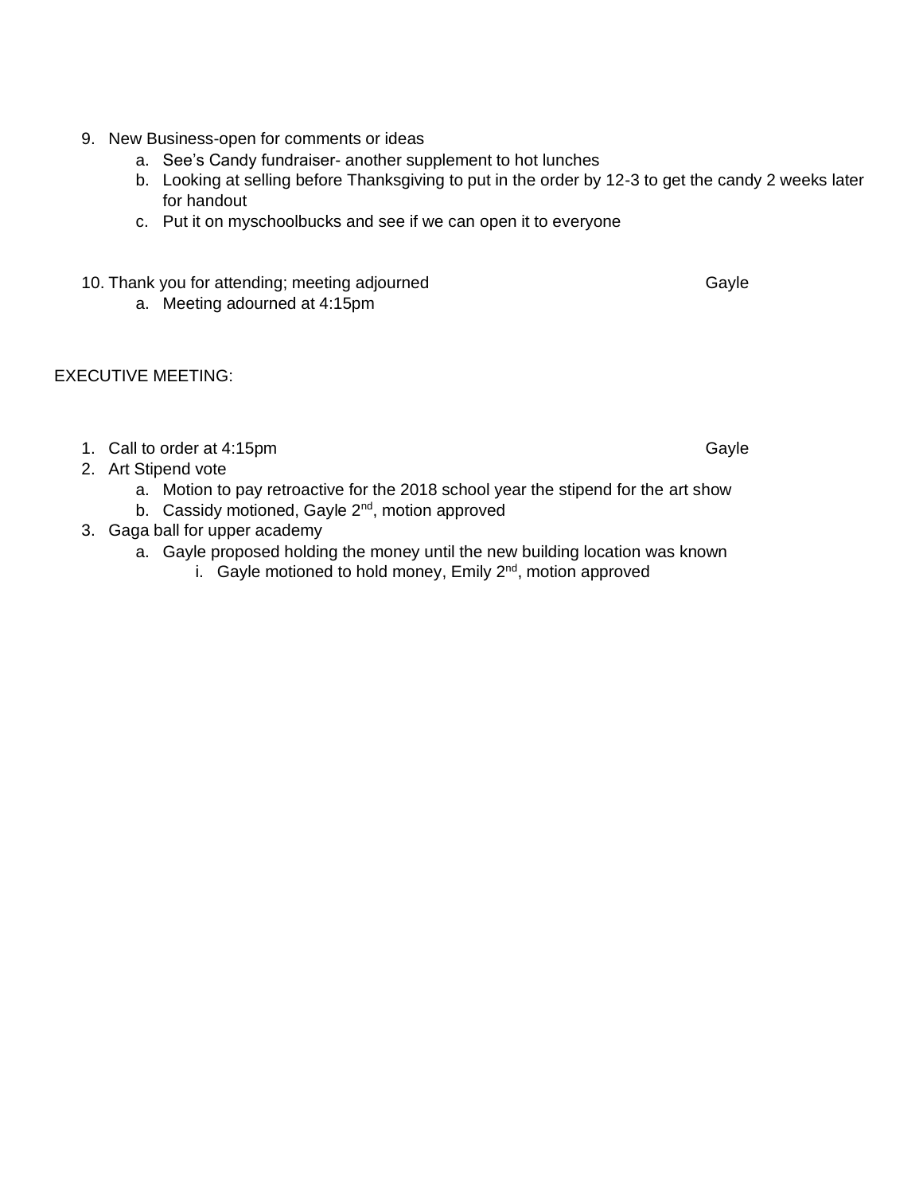9. New Business-open for comments or ideas
    a. See's Candy fundraiser- another supplement to hot lunches
    b. Looking at selling before Thanksgiving to put in the order by 12-3 to get the candy 2 weeks later for handout
    c. Put it on myschoolbucks and see if we can open it to everyone

10. Thank you for attending; meeting adjourned — Gayle
    a. Meeting adourned at 4:15pm

EXECUTIVE MEETING:

1. Call to order at 4:15pm — Gayle
2. Art Stipend vote
    a. Motion to pay retroactive for the 2018 school year the stipend for the art show
    b. Cassidy motioned, Gayle 2nd, motion approved
3. Gaga ball for upper academy
    a. Gayle proposed holding the money until the new building location was known
        i. Gayle motioned to hold money, Emily 2nd, motion approved